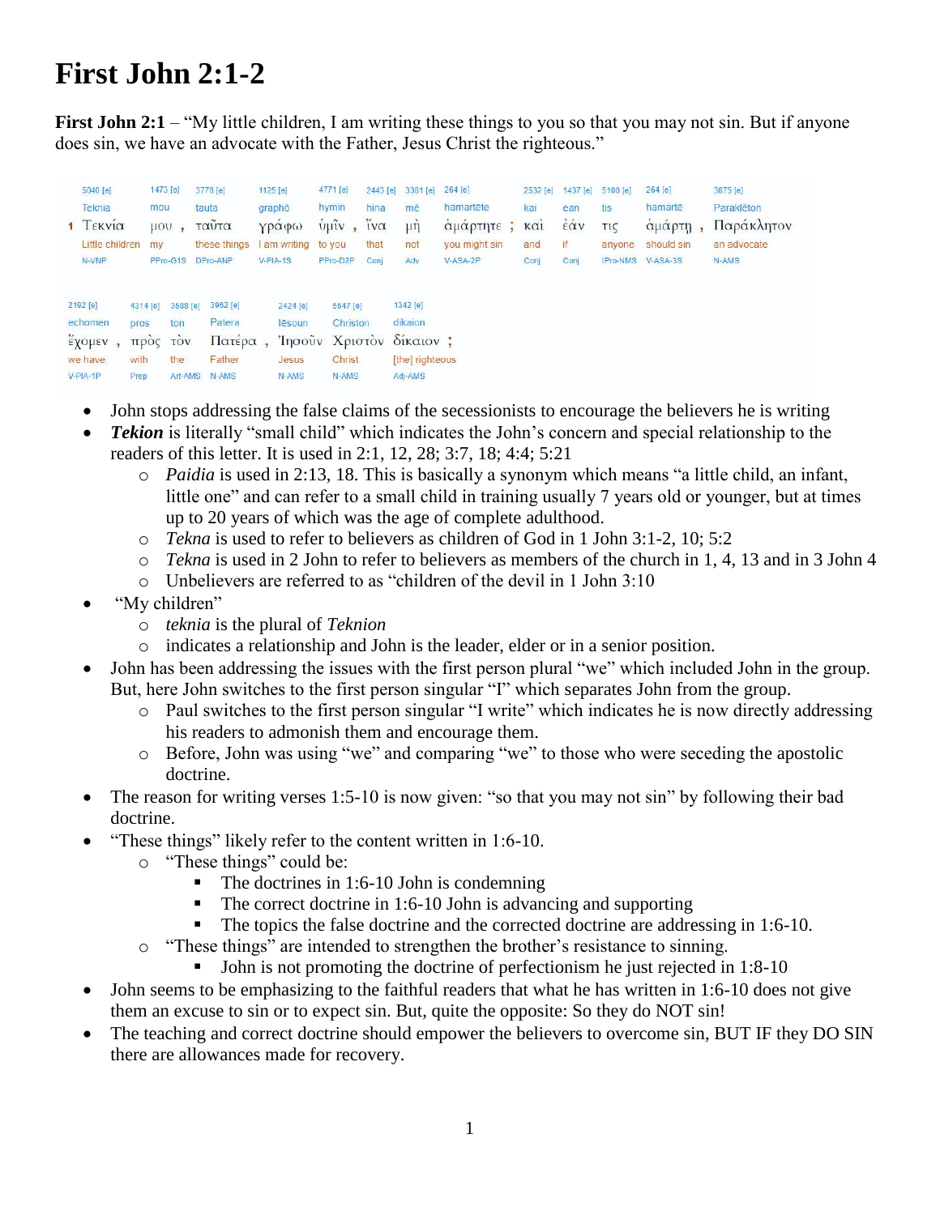# First John 2:1-2

**First John 2:1** – "My little children, I am writing these things to you so that you may not sin. But if anyone does sin, we have an advocate with the Father, Jesus Christ the righteous."

| 5040 [e] | 1473 [e] | 3778 [e] | 1125 [e] | 4771 [e] | 2443 [e] | 3361 [e] | 264 [e] | 2532 [e] | 1437 [e] | 5100 [e] | 264 [e] | 3875 [e] |
|---|---|---|---|---|---|---|---|---|---|---|---|---|
| Teknia | mou | tauta | graphō | hymin | hina | mē | hamartēte | kai | ean | tis | hamartē | Paraklēton |
| 1 Τεκνία | μου , | ταῦτα | γράφω | ὑμῖν , | ἵνα | μὴ | ἁμάρτητε ; | καὶ | ἐάν | τις | ἁμάρτῃ , | Παράκλητον |
| Little children | my | these things | I am writing | to you | that | not | you might sin | and | if | anyone | should sin | an advocate |
| N-VNP | PPro-G1S | DPro-ANP | V-PIA-1S | PPro-D2P | Conj | Adv | V-ASA-2P | Conj | Conj | IPro-NMS | V-ASA-3S | N-AMS |

| 2192 [e] | 4314 [e] | 3588 [e] | 3962 [e] | 2424 [e] | 5547 [e] | 1342 [e] |
|---|---|---|---|---|---|---|
| echomen | pros | ton | Patera | Iēsoun | Christon | dikaion |
| ἔχομεν , | πρὸς | τὸν | Πατέρα , | Ἰησοῦν | Χριστὸν | δίκαιον ; |
| we have | with | the | Father | Jesus | Christ | [the] righteous |
| V-PIA-1P | Prep | Art-AMS | N-AMS | N-AMS | N-AMS | Adj-AMS |

- John stops addressing the false claims of the secessionists to encourage the believers he is writing
- ***Tekion*** is literally "small child" which indicates the John's concern and special relationship to the readers of this letter. It is used in 2:1, 12, 28; 3:7, 18; 4:4; 5:21
  - *Paidia* is used in 2:13, 18. This is basically a synonym which means "a little child, an infant, little one" and can refer to a small child in training usually 7 years old or younger, but at times up to 20 years of which was the age of complete adulthood.
  - *Tekna* is used to refer to believers as children of God in 1 John 3:1-2, 10; 5:2
  - *Tekna* is used in 2 John to refer to believers as members of the church in 1, 4, 13 and in 3 John 4
  - Unbelievers are referred to as "children of the devil in 1 John 3:10
- "My children"
  - *teknia* is the plural of *Teknion*
  - indicates a relationship and John is the leader, elder or in a senior position.
- John has been addressing the issues with the first person plural "we" which included John in the group. But, here John switches to the first person singular "I" which separates John from the group.
  - Paul switches to the first person singular "I write" which indicates he is now directly addressing his readers to admonish them and encourage them.
  - Before, John was using "we" and comparing "we" to those who were seceding the apostolic doctrine.
- The reason for writing verses 1:5-10 is now given: "so that you may not sin" by following their bad doctrine.
- "These things" likely refer to the content written in 1:6-10.
  - "These things" could be:
    - The doctrines in 1:6-10 John is condemning
    - The correct doctrine in 1:6-10 John is advancing and supporting
    - The topics the false doctrine and the corrected doctrine are addressing in 1:6-10.
  - "These things" are intended to strengthen the brother's resistance to sinning.
    - John is not promoting the doctrine of perfectionism he just rejected in 1:8-10
- John seems to be emphasizing to the faithful readers that what he has written in 1:6-10 does not give them an excuse to sin or to expect sin. But, quite the opposite: So they do NOT sin!
- The teaching and correct doctrine should empower the believers to overcome sin, BUT IF they DO SIN there are allowances made for recovery.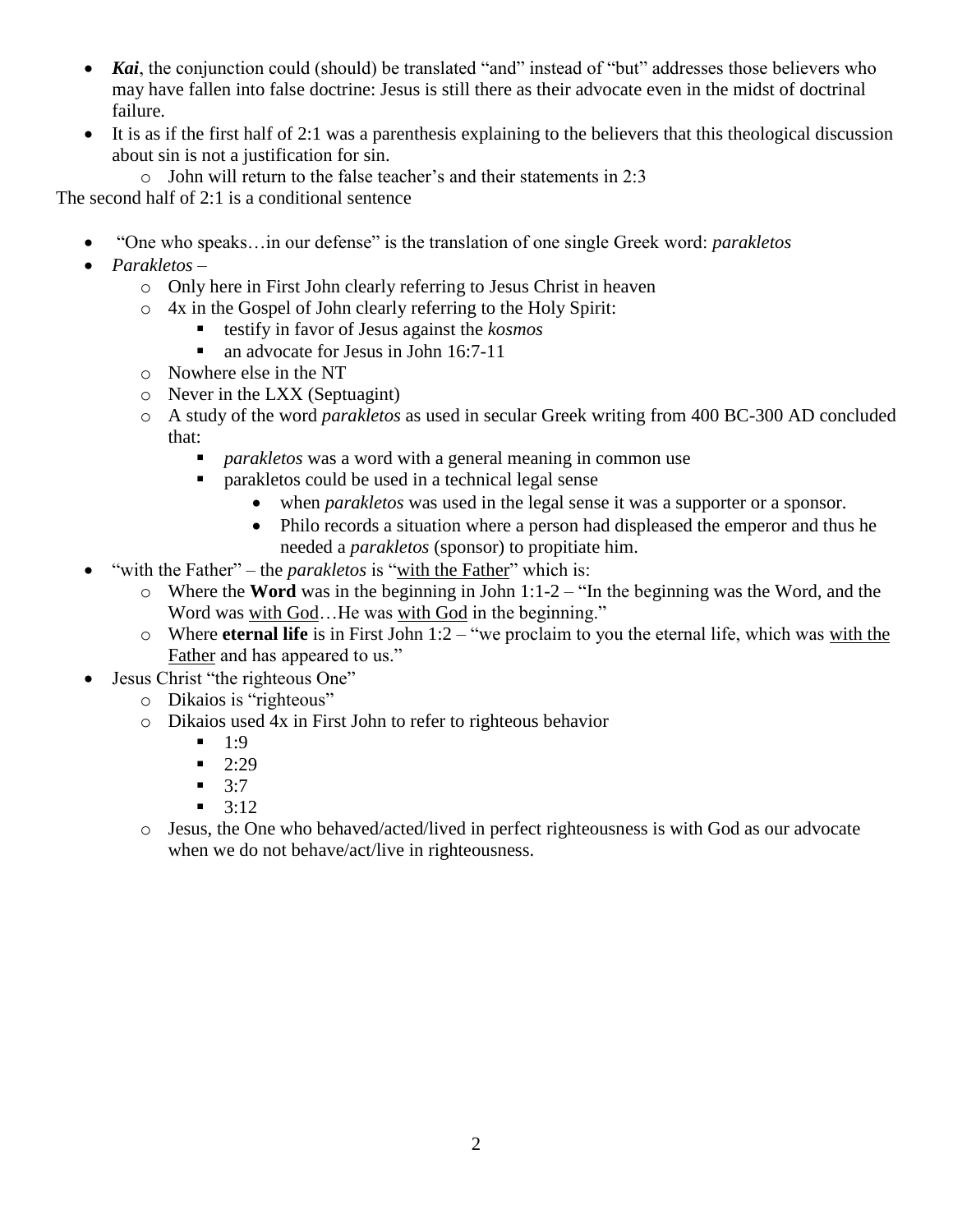- ***Kai***, the conjunction could (should) be translated "and" instead of "but" addresses those believers who may have fallen into false doctrine: Jesus is still there as their advocate even in the midst of doctrinal failure.
- It is as if the first half of 2:1 was a parenthesis explaining to the believers that this theological discussion about sin is not a justification for sin.
  - John will return to the false teacher's and their statements in 2:3

The second half of 2:1 is a conditional sentence

- "One who speaks…in our defense" is the translation of one single Greek word: *parakletos*
- *Parakletos* –
  - Only here in First John clearly referring to Jesus Christ in heaven
  - 4x in the Gospel of John clearly referring to the Holy Spirit:
    - testify in favor of Jesus against the *kosmos*
    - an advocate for Jesus in John 16:7-11
  - Nowhere else in the NT
  - Never in the LXX (Septuagint)
  - A study of the word *parakletos* as used in secular Greek writing from 400 BC-300 AD concluded that:
    - *parakletos* was a word with a general meaning in common use
    - parakletos could be used in a technical legal sense
      - when *parakletos* was used in the legal sense it was a supporter or a sponsor.
      - Philo records a situation where a person had displeased the emperor and thus he needed a *parakletos* (sponsor) to propitiate him.
- "with the Father" – the *parakletos* is "with the Father" which is:
  - Where the **Word** was in the beginning in John 1:1-2 – "In the beginning was the Word, and the Word was with God…He was with God in the beginning."
  - Where **eternal life** is in First John 1:2 – "we proclaim to you the eternal life, which was with the Father and has appeared to us."
- Jesus Christ "the righteous One"
  - Dikaios is "righteous"
  - Dikaios used 4x in First John to refer to righteous behavior
    - 1:9
    - 2:29
    - 3:7
    - 3:12
  - Jesus, the One who behaved/acted/lived in perfect righteousness is with God as our advocate when we do not behave/act/live in righteousness.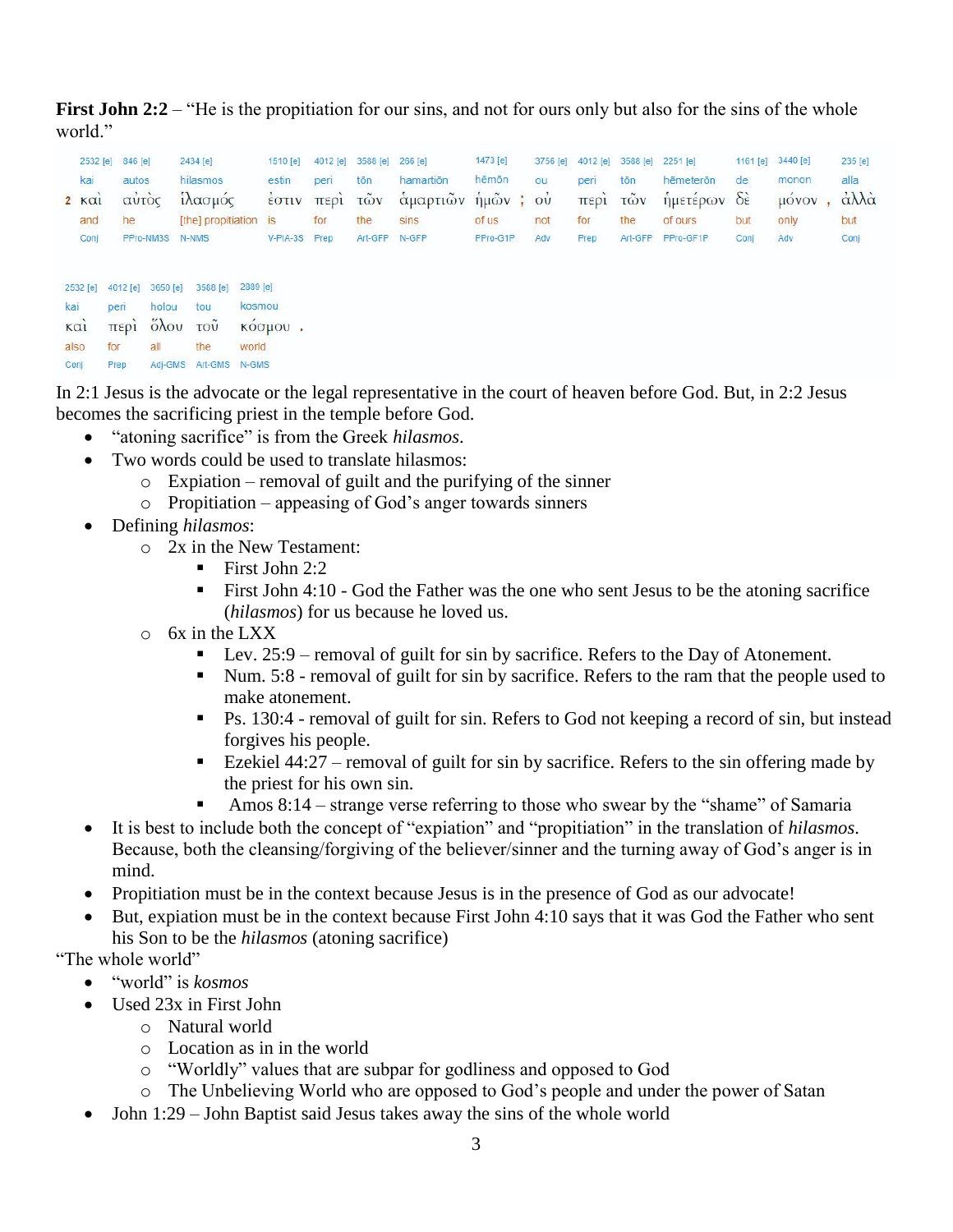**First John 2:2** – "He is the propitiation for our sins, and not for ours only but also for the sins of the whole world."

| | 2532 [e] | 846 [e] | 2434 [e] | 1510 [e] | 4012 [e] | 3588 [e] | 266 [e] | 1473 [e] | | 3756 [e] | 4012 [e] | 3588 [e] | 2251 [e] | 1161 [e] | 3440 [e] | | 235 [e] |
|---|---|---|---|---|---|---|---|---|---|---|---|---|---|---|---|---|---|
| | kai | autos | hilasmos | estin | peri | tōn | hamartiōn | hēmōn | | ou | peri | tōn | hēmeterōn | de | monon | | alla |
| 2 | καὶ | αὐτὸς | ἱλασμός | ἐστιν | περὶ | τῶν | ἁμαρτιῶν | ἡμῶν | ; | οὐ | περὶ | τῶν | ἡμετέρων | δὲ | μόνον | , | ἀλλὰ |
| | and | he | [the] propitiation | is | for | the | sins | of us | | not | for | the | of ours | but | only | | but |
| | Conj | PPro-NM3S | N-NMS | V-PIA-3S | Prep | Art-GFP | N-GFP | PPro-G1P | | Adv | Prep | Art-GFP | PPro-GF1P | Conj | Adv | | Conj |

| 2532 [e] | 4012 [e] | 3650 [e] | 3588 [e] | 2889 [e] | |
|---|---|---|---|---|---|
| kai | peri | holou | tou | kosmou | |
| καὶ | περὶ | ὅλου | τοῦ | κόσμου | . |
| also | for | all | the | world | |
| Conj | Prep | Adj-GMS | Art-GMS | N-GMS | |

In 2:1 Jesus is the advocate or the legal representative in the court of heaven before God. But, in 2:2 Jesus becomes the sacrificing priest in the temple before God.

- "atoning sacrifice" is from the Greek *hilasmos*.
- Two words could be used to translate hilasmos:
  - Expiation – removal of guilt and the purifying of the sinner
  - Propitiation – appeasing of God's anger towards sinners
- Defining *hilasmos*:
  - 2x in the New Testament:
    - First John 2:2
    - First John 4:10 - God the Father was the one who sent Jesus to be the atoning sacrifice (*hilasmos*) for us because he loved us.
  - 6x in the LXX
    - Lev. 25:9 – removal of guilt for sin by sacrifice. Refers to the Day of Atonement.
    - Num. 5:8 - removal of guilt for sin by sacrifice. Refers to the ram that the people used to make atonement.
    - Ps. 130:4 - removal of guilt for sin. Refers to God not keeping a record of sin, but instead forgives his people.
    - Ezekiel 44:27 – removal of guilt for sin by sacrifice. Refers to the sin offering made by the priest for his own sin.
    - Amos 8:14 – strange verse referring to those who swear by the "shame" of Samaria
- It is best to include both the concept of "expiation" and "propitiation" in the translation of *hilasmos*. Because, both the cleansing/forgiving of the believer/sinner and the turning away of God's anger is in mind.
- Propitiation must be in the context because Jesus is in the presence of God as our advocate!
- But, expiation must be in the context because First John 4:10 says that it was God the Father who sent his Son to be the *hilasmos* (atoning sacrifice)

"The whole world"

- "world" is *kosmos*
- Used 23x in First John
  - Natural world
  - Location as in in the world
  - "Worldly" values that are subpar for godliness and opposed to God
  - The Unbelieving World who are opposed to God's people and under the power of Satan
- John 1:29 – John Baptist said Jesus takes away the sins of the whole world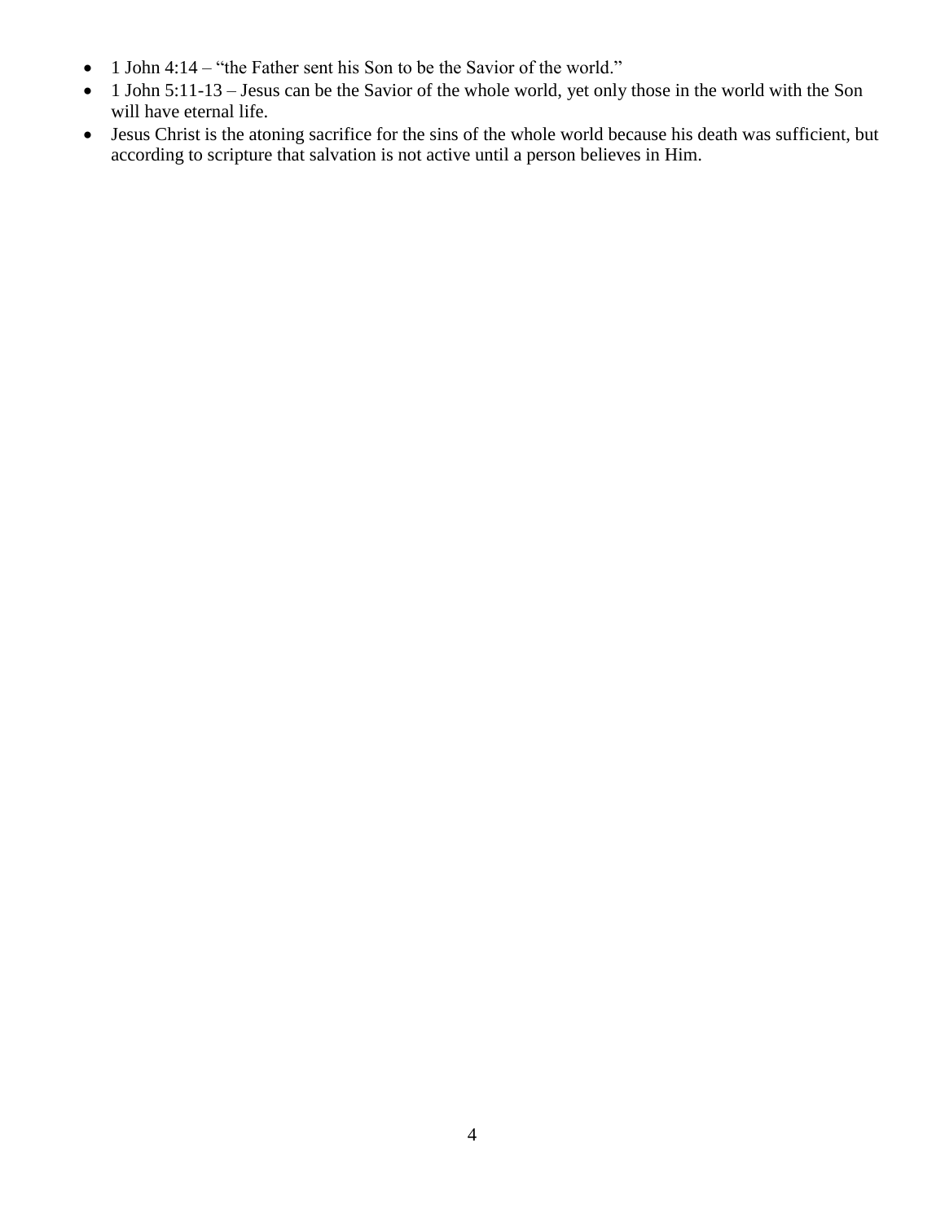- 1 John 4:14 – "the Father sent his Son to be the Savior of the world."
- 1 John 5:11-13 – Jesus can be the Savior of the whole world, yet only those in the world with the Son will have eternal life.
- Jesus Christ is the atoning sacrifice for the sins of the whole world because his death was sufficient, but according to scripture that salvation is not active until a person believes in Him.